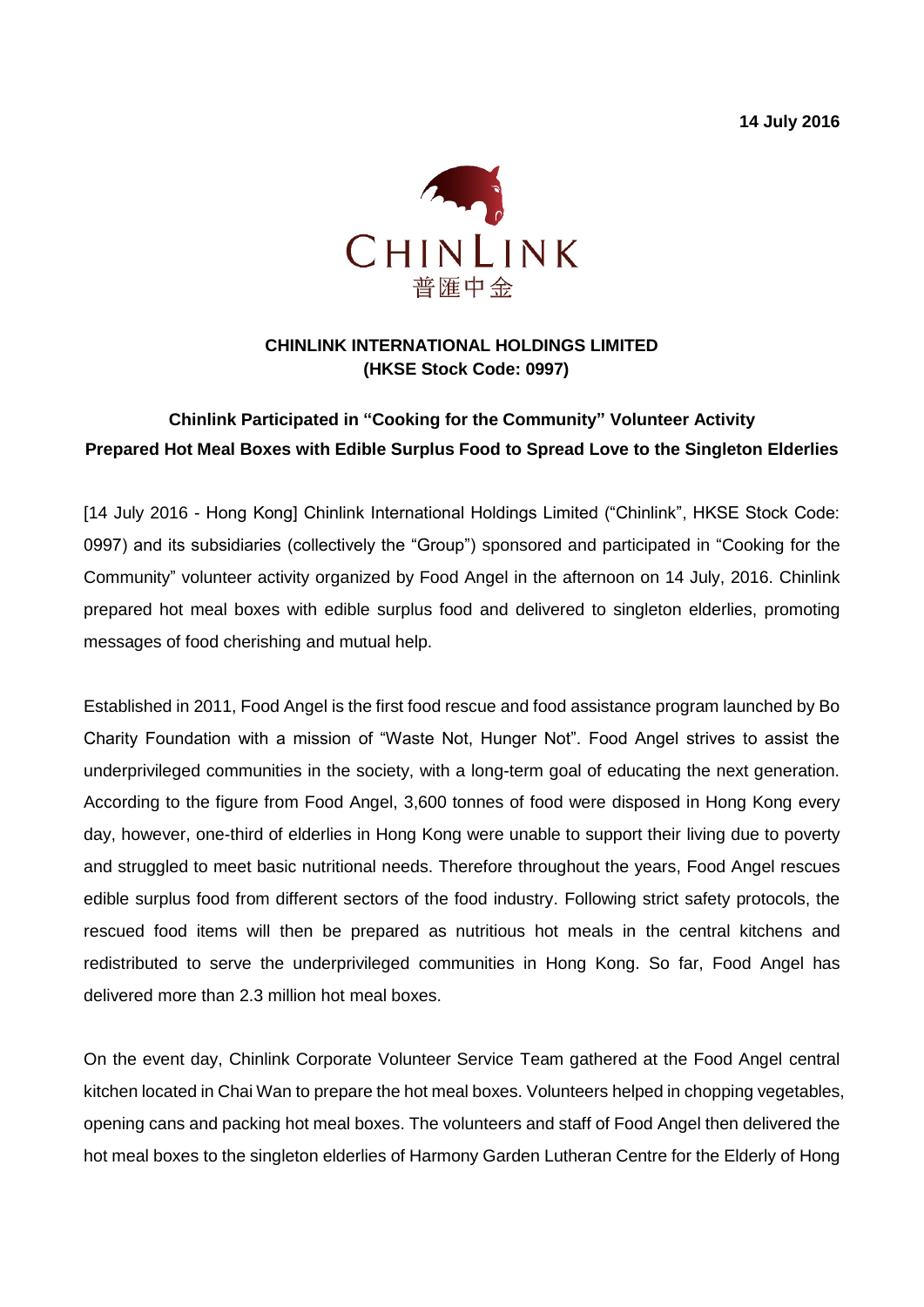14 July 2016

CHINLINK
普匯中金

**CHINLINK INTERNATIONAL HOLDINGS LIMITED**
**(HKSE Stock Code: 0997)**

**Chinlink Participated in "Cooking for the Community" Volunteer Activity**
**Prepared Hot Meal Boxes with Edible Surplus Food to Spread Love to the Singleton Elderlies**

[14 July 2016 - Hong Kong] Chinlink International Holdings Limited ("Chinlink", HKSE Stock Code: 0997) and its subsidiaries (collectively the "Group") sponsored and participated in "Cooking for the Community" volunteer activity organized by Food Angel in the afternoon on 14 July, 2016. Chinlink prepared hot meal boxes with edible surplus food and delivered to singleton elderlies, promoting messages of food cherishing and mutual help.

Established in 2011, Food Angel is the first food rescue and food assistance program launched by Bo Charity Foundation with a mission of "Waste Not, Hunger Not". Food Angel strives to assist the underprivileged communities in the society, with a long-term goal of educating the next generation. According to the figure from Food Angel, 3,600 tonnes of food were disposed in Hong Kong every day, however, one-third of elderlies in Hong Kong were unable to support their living due to poverty and struggled to meet basic nutritional needs. Therefore throughout the years, Food Angel rescues edible surplus food from different sectors of the food industry. Following strict safety protocols, the rescued food items will then be prepared as nutritious hot meals in the central kitchens and redistributed to serve the underprivileged communities in Hong Kong. So far, Food Angel has delivered more than 2.3 million hot meal boxes.

On the event day, Chinlink Corporate Volunteer Service Team gathered at the Food Angel central kitchen located in Chai Wan to prepare the hot meal boxes. Volunteers helped in chopping vegetables, opening cans and packing hot meal boxes. The volunteers and staff of Food Angel then delivered the hot meal boxes to the singleton elderlies of Harmony Garden Lutheran Centre for the Elderly of Hong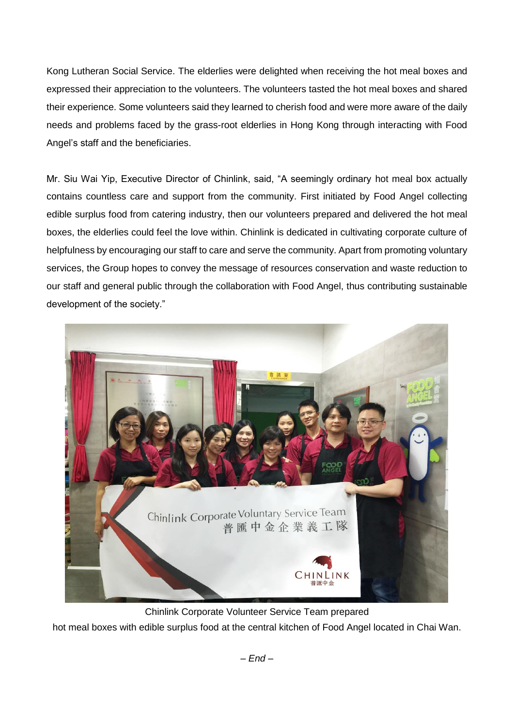Kong Lutheran Social Service. The elderlies were delighted when receiving the hot meal boxes and expressed their appreciation to the volunteers. The volunteers tasted the hot meal boxes and shared their experience. Some volunteers said they learned to cherish food and were more aware of the daily needs and problems faced by the grass-root elderlies in Hong Kong through interacting with Food Angel's staff and the beneficiaries.

Mr. Siu Wai Yip, Executive Director of Chinlink, said, "A seemingly ordinary hot meal box actually contains countless care and support from the community. First initiated by Food Angel collecting edible surplus food from catering industry, then our volunteers prepared and delivered the hot meal boxes, the elderlies could feel the love within. Chinlink is dedicated in cultivating corporate culture of helpfulness by encouraging our staff to care and serve the community. Apart from promoting voluntary services, the Group hopes to convey the message of resources conservation and waste reduction to our staff and general public through the collaboration with Food Angel, thus contributing sustainable development of the society."

Chinlink Corporate Volunteer Service Team prepared hot meal boxes with edible surplus food at the central kitchen of Food Angel located in Chai Wan.

*– End –*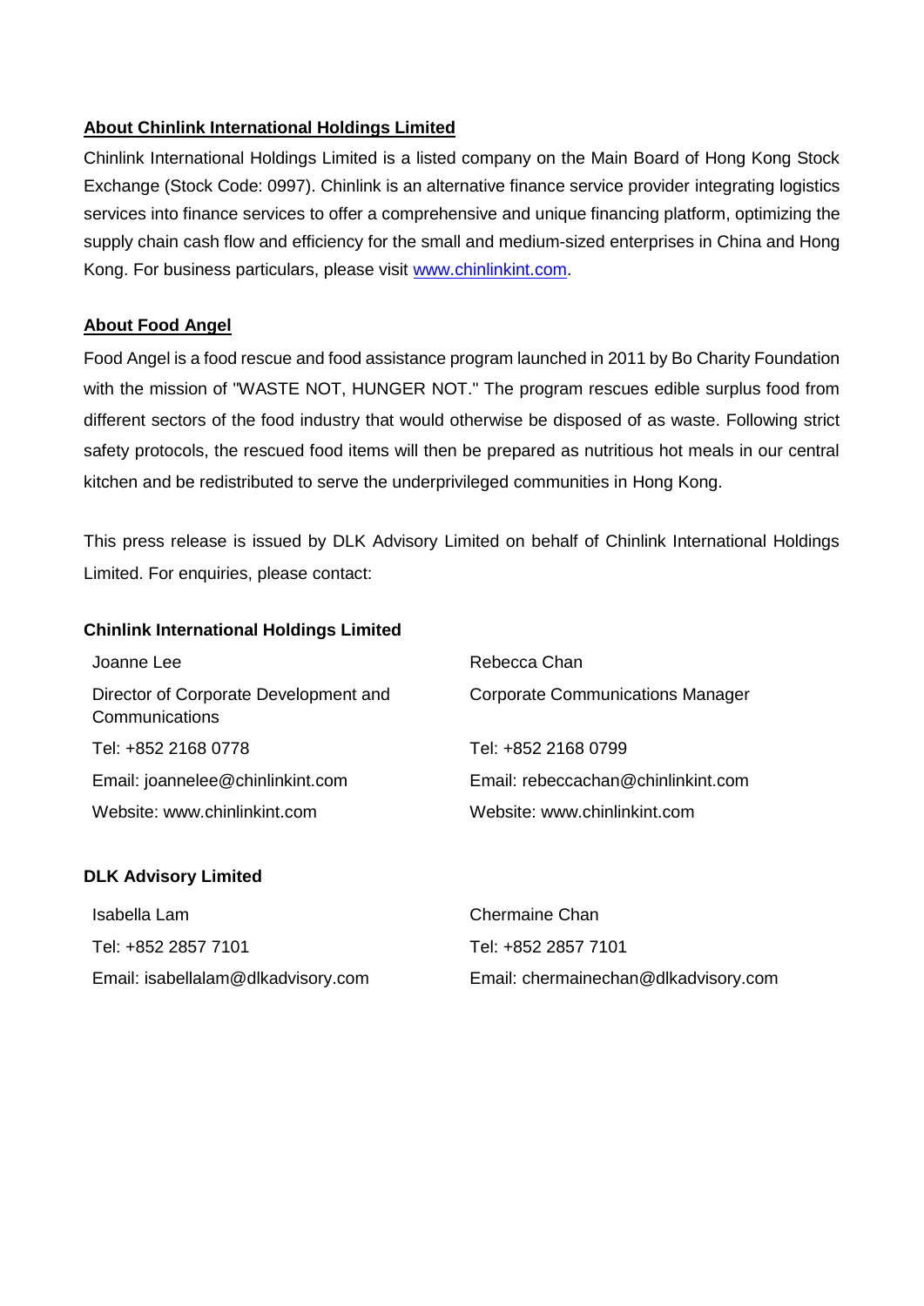**About Chinlink International Holdings Limited**

Chinlink International Holdings Limited is a listed company on the Main Board of Hong Kong Stock Exchange (Stock Code: 0997). Chinlink is an alternative finance service provider integrating logistics services into finance services to offer a comprehensive and unique financing platform, optimizing the supply chain cash flow and efficiency for the small and medium-sized enterprises in China and Hong Kong. For business particulars, please visit [www.chinlinkint.com](http://www.chinlinkint.com).

**About Food Angel**

Food Angel is a food rescue and food assistance program launched in 2011 by Bo Charity Foundation with the mission of "WASTE NOT, HUNGER NOT." The program rescues edible surplus food from different sectors of the food industry that would otherwise be disposed of as waste. Following strict safety protocols, the rescued food items will then be prepared as nutritious hot meals in our central kitchen and be redistributed to serve the underprivileged communities in Hong Kong.

This press release is issued by DLK Advisory Limited on behalf of Chinlink International Holdings Limited. For enquiries, please contact:

**Chinlink International Holdings Limited**

| | |
|---|---|
| Joanne Lee | Rebecca Chan |
| Director of Corporate Development and Communications | Corporate Communications Manager |
| Tel: +852 2168 0778 | Tel: +852 2168 0799 |
| Email: joannelee@chinlinkint.com | Email: rebeccachan@chinlinkint.com |
| Website: www.chinlinkint.com | Website: www.chinlinkint.com |

**DLK Advisory Limited**

| | |
|---|---|
| Isabella Lam | Chermaine Chan |
| Tel: +852 2857 7101 | Tel: +852 2857 7101 |
| Email: isabellalam@dlkadvisory.com | Email: chermainechan@dlkadvisory.com |